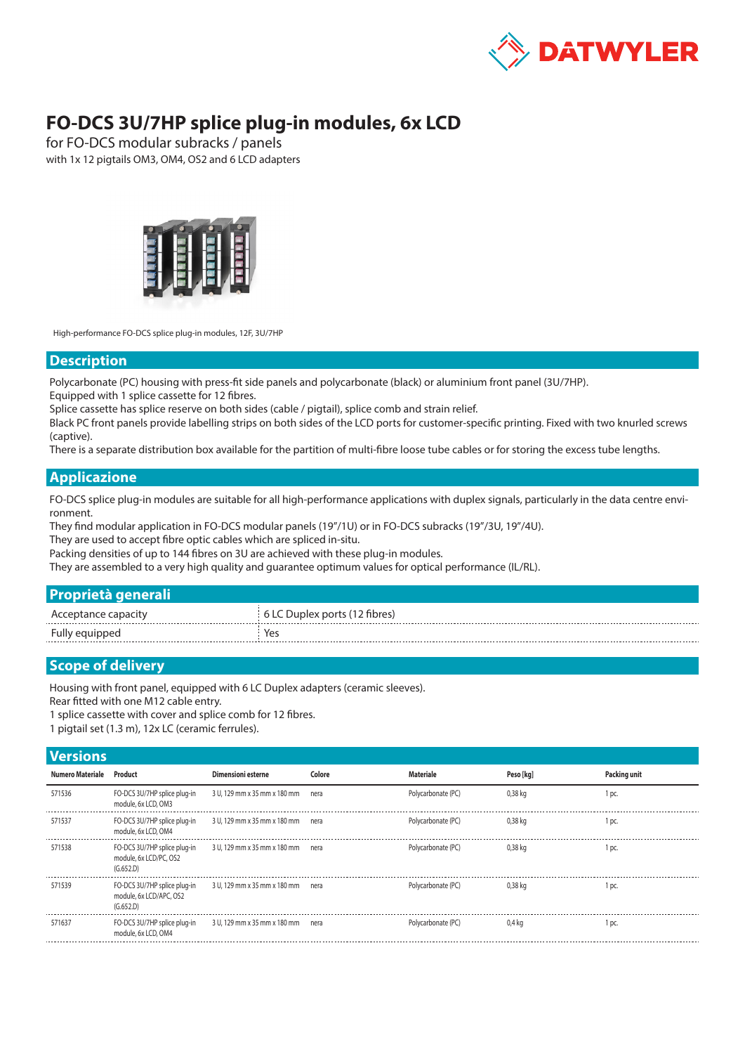# FO-DCS 3U/7HP splice plug-in modules, 6x LCD

for FO-DCS modular subracks / panels

with 1x 12 pigtails OM3, OM4, OS2 and 6 LCD adapters

High-performance FO-DCS splice plug-in modules, 12F, 3U/7HP

## Description

Polycarbonate (PC) housing with press-fit side panels and polycarbonate (black) or aluminium front panel (3U/7HP).
Equipped with 1 splice cassette for 12 fibres.
Splice cassette has splice reserve on both sides (cable / pigtail), splice comb and strain relief.
Black PC front panels provide labelling strips on both sides of the LCD ports for customer-specific printing. Fixed with two knurled screws (captive).
There is a separate distribution box available for the partition of multi-fibre loose tube cables or for storing the excess tube lengths.

## Applicazione

FO-DCS splice plug-in modules are suitable for all high-performance applications with duplex signals, particularly in the data centre environment.
They find modular application in FO-DCS modular panels (19"/1U) or in FO-DCS subracks (19"/3U, 19"/4U).
They are used to accept fibre optic cables which are spliced in-situ.
Packing densities of up to 144 fibres on 3U are achieved with these plug-in modules.
They are assembled to a very high quality and guarantee optimum values for optical performance (IL/RL).

## Proprietà generali

| | |
|---|---|
| Acceptance capacity | 6 LC Duplex ports (12 fibres) |
| Fully equipped | Yes |

## Scope of delivery

Housing with front panel, equipped with 6 LC Duplex adapters (ceramic sleeves).
Rear fitted with one M12 cable entry.
1 splice cassette with cover and splice comb for 12 fibres.
1 pigtail set (1.3 m), 12x LC (ceramic ferrules).

## Versions

| Numero Materiale | Product | Dimensioni esterne | Colore | Materiale | Peso [kg] | Packing unit |
|---|---|---|---|---|---|---|
| 571536 | FO-DCS 3U/7HP splice plug-in module, 6x LCD, OM3 | 3 U, 129 mm x 35 mm x 180 mm | nera | Polycarbonate (PC) | 0,38 kg | 1 pc. |
| 571537 | FO-DCS 3U/7HP splice plug-in module, 6x LCD, OM4 | 3 U, 129 mm x 35 mm x 180 mm | nera | Polycarbonate (PC) | 0,38 kg | 1 pc. |
| 571538 | FO-DCS 3U/7HP splice plug-in module, 6x LCD/PC, OS2 (G.652.D) | 3 U, 129 mm x 35 mm x 180 mm | nera | Polycarbonate (PC) | 0,38 kg | 1 pc. |
| 571539 | FO-DCS 3U/7HP splice plug-in module, 6x LCD/APC, OS2 (G.652.D) | 3 U, 129 mm x 35 mm x 180 mm | nera | Polycarbonate (PC) | 0,38 kg | 1 pc. |
| 571637 | FO-DCS 3U/7HP splice plug-in module, 6x LCD, OM4 | 3 U, 129 mm x 35 mm x 180 mm | nera | Polycarbonate (PC) | 0,4 kg | 1 pc. |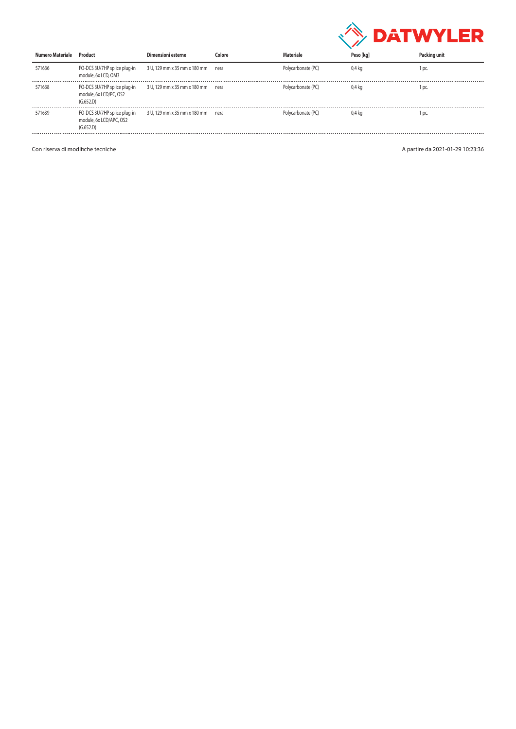| Numero Materiale | Product | Dimensioni esterne | Colore | Materiale | Peso [kg] | Packing unit |
| --- | --- | --- | --- | --- | --- | --- |
| 571636 | FO-DCS 3U/7HP splice plug-in module, 6x LCD, OM3 | 3 U, 129 mm x 35 mm x 180 mm | nera | Polycarbonate (PC) | 0,4 kg | 1 pc. |
| 571638 | FO-DCS 3U/7HP splice plug-in module, 6x LCD/PC, OS2 (G.652.D) | 3 U, 129 mm x 35 mm x 180 mm | nera | Polycarbonate (PC) | 0,4 kg | 1 pc. |
| 571639 | FO-DCS 3U/7HP splice plug-in module, 6x LCD/APC, OS2 (G.652.D) | 3 U, 129 mm x 35 mm x 180 mm | nera | Polycarbonate (PC) | 0,4 kg | 1 pc. |

Con riserva di modifiche tecniche

A partire da 2021-01-29 10:23:36